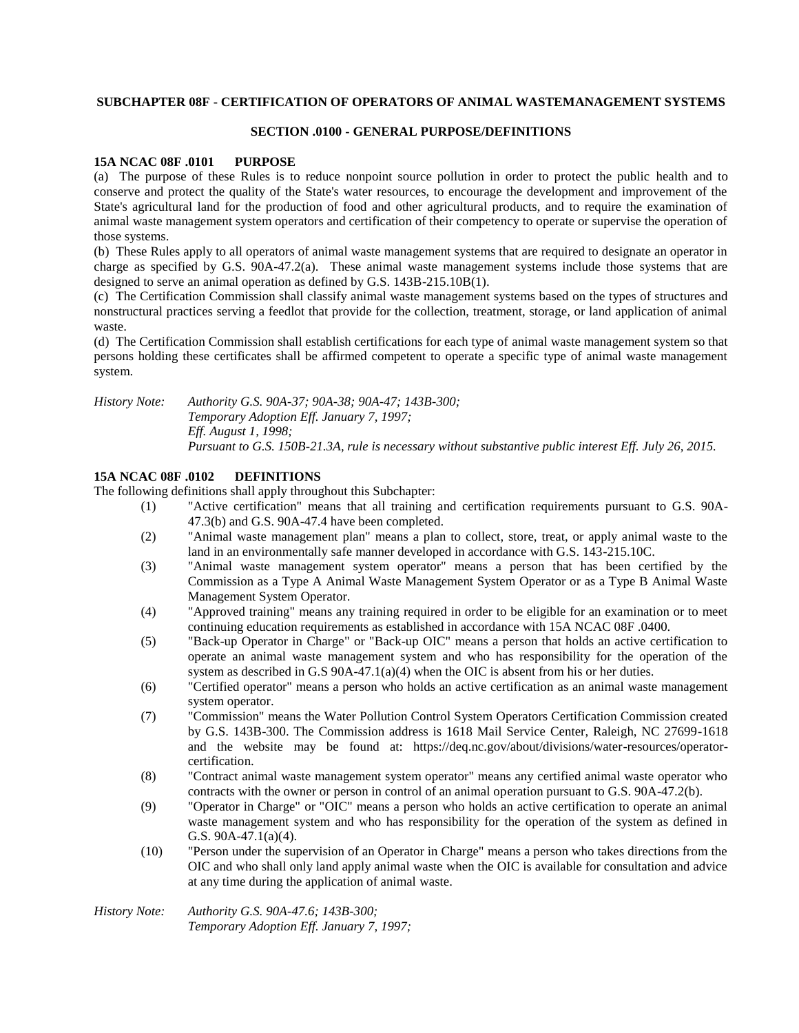## SUBCHAPTER 08F - CERTIFICATION OF OPERATORS OF ANIMAL WASTEMANAGEMENT SYSTEMS

### SECTION .0100 - GENERAL PURPOSE/DEFINITIONS

**15A NCAC 08F .0101 PURPOSE**

(a) The purpose of these Rules is to reduce nonpoint source pollution in order to protect the public health and to conserve and protect the quality of the State's water resources, to encourage the development and improvement of the State's agricultural land for the production of food and other agricultural products, and to require the examination of animal waste management system operators and certification of their competency to operate or supervise the operation of those systems.

(b) These Rules apply to all operators of animal waste management systems that are required to designate an operator in charge as specified by G.S. 90A-47.2(a). These animal waste management systems include those systems that are designed to serve an animal operation as defined by G.S. 143B-215.10B(1).

(c) The Certification Commission shall classify animal waste management systems based on the types of structures and nonstructural practices serving a feedlot that provide for the collection, treatment, storage, or land application of animal waste.

(d) The Certification Commission shall establish certifications for each type of animal waste management system so that persons holding these certificates shall be affirmed competent to operate a specific type of animal waste management system.

*History Note: Authority G.S. 90A-37; 90A-38; 90A-47; 143B-300;*
*Temporary Adoption Eff. January 7, 1997;*
*Eff. August 1, 1998;*
*Pursuant to G.S. 150B-21.3A, rule is necessary without substantive public interest Eff. July 26, 2015.*

**15A NCAC 08F .0102 DEFINITIONS**

The following definitions shall apply throughout this Subchapter:

(1) "Active certification" means that all training and certification requirements pursuant to G.S. 90A-47.3(b) and G.S. 90A-47.4 have been completed.

(2) "Animal waste management plan" means a plan to collect, store, treat, or apply animal waste to the land in an environmentally safe manner developed in accordance with G.S. 143-215.10C.

(3) "Animal waste management system operator" means a person that has been certified by the Commission as a Type A Animal Waste Management System Operator or as a Type B Animal Waste Management System Operator.

(4) "Approved training" means any training required in order to be eligible for an examination or to meet continuing education requirements as established in accordance with 15A NCAC 08F .0400.

(5) "Back-up Operator in Charge" or "Back-up OIC" means a person that holds an active certification to operate an animal waste management system and who has responsibility for the operation of the system as described in G.S 90A-47.1(a)(4) when the OIC is absent from his or her duties.

(6) "Certified operator" means a person who holds an active certification as an animal waste management system operator.

(7) "Commission" means the Water Pollution Control System Operators Certification Commission created by G.S. 143B-300. The Commission address is 1618 Mail Service Center, Raleigh, NC 27699-1618 and the website may be found at: https://deq.nc.gov/about/divisions/water-resources/operator-certification.

(8) "Contract animal waste management system operator" means any certified animal waste operator who contracts with the owner or person in control of an animal operation pursuant to G.S. 90A-47.2(b).

(9) "Operator in Charge" or "OIC" means a person who holds an active certification to operate an animal waste management system and who has responsibility for the operation of the system as defined in G.S. 90A-47.1(a)(4).

(10) "Person under the supervision of an Operator in Charge" means a person who takes directions from the OIC and who shall only land apply animal waste when the OIC is available for consultation and advice at any time during the application of animal waste.

*History Note: Authority G.S. 90A-47.6; 143B-300;*
*Temporary Adoption Eff. January 7, 1997;*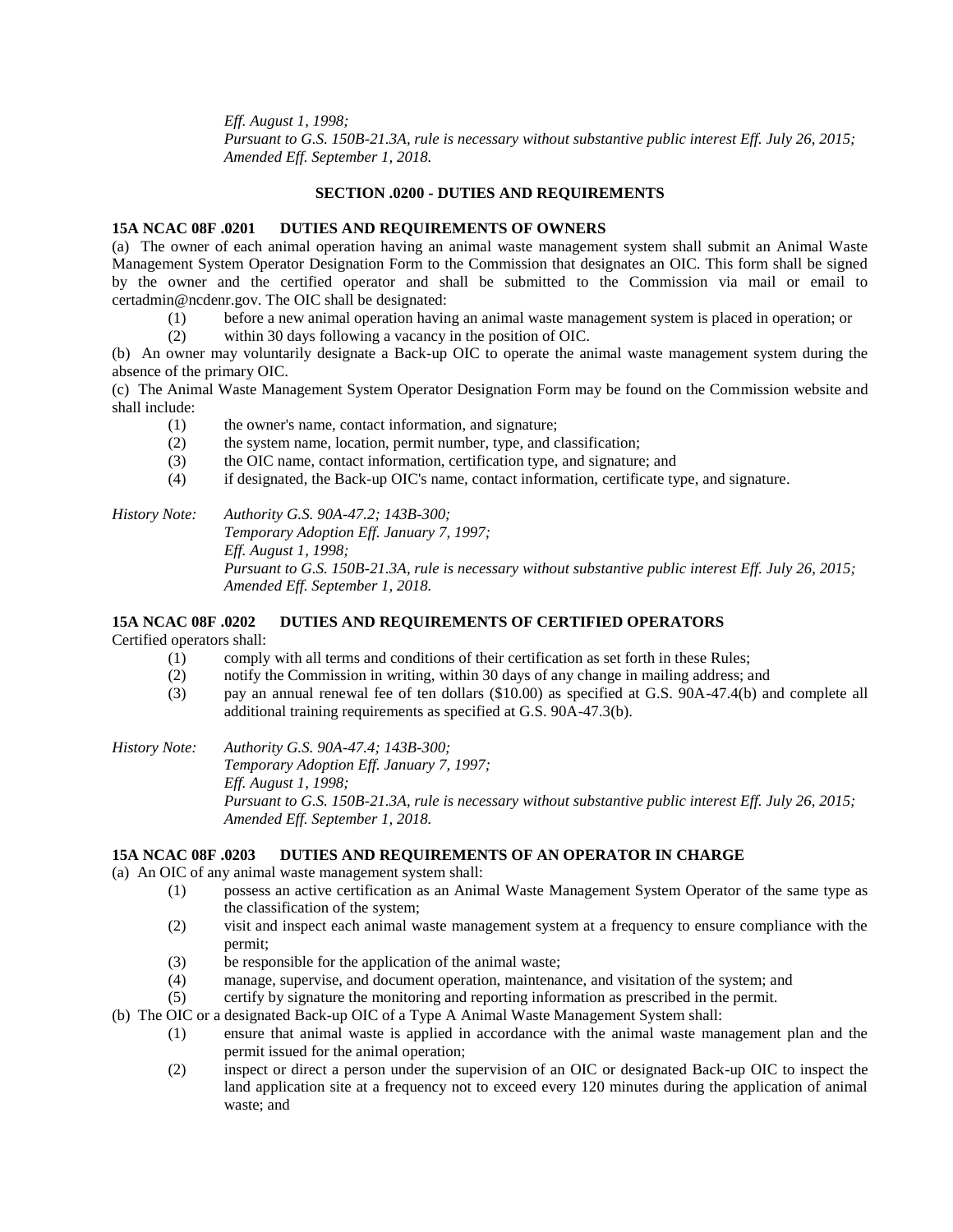*Eff. August 1, 1998;*
*Pursuant to G.S. 150B-21.3A, rule is necessary without substantive public interest Eff. July 26, 2015;*
*Amended Eff. September 1, 2018.*

## SECTION .0200 - DUTIES AND REQUIREMENTS

### 15A NCAC 08F .0201 DUTIES AND REQUIREMENTS OF OWNERS

(a) The owner of each animal operation having an animal waste management system shall submit an Animal Waste Management System Operator Designation Form to the Commission that designates an OIC. This form shall be signed by the owner and the certified operator and shall be submitted to the Commission via mail or email to certadmin@ncdenr.gov. The OIC shall be designated:

(1) before a new animal operation having an animal waste management system is placed in operation; or
(2) within 30 days following a vacancy in the position of OIC.

(b) An owner may voluntarily designate a Back-up OIC to operate the animal waste management system during the absence of the primary OIC.

(c) The Animal Waste Management System Operator Designation Form may be found on the Commission website and shall include:

(1) the owner's name, contact information, and signature;
(2) the system name, location, permit number, type, and classification;
(3) the OIC name, contact information, certification type, and signature; and
(4) if designated, the Back-up OIC's name, contact information, certificate type, and signature.

*History Note: Authority G.S. 90A-47.2; 143B-300;*
*Temporary Adoption Eff. January 7, 1997;*
*Eff. August 1, 1998;*
*Pursuant to G.S. 150B-21.3A, rule is necessary without substantive public interest Eff. July 26, 2015;*
*Amended Eff. September 1, 2018.*

### 15A NCAC 08F .0202 DUTIES AND REQUIREMENTS OF CERTIFIED OPERATORS

Certified operators shall:

(1) comply with all terms and conditions of their certification as set forth in these Rules;
(2) notify the Commission in writing, within 30 days of any change in mailing address; and
(3) pay an annual renewal fee of ten dollars ($10.00) as specified at G.S. 90A-47.4(b) and complete all additional training requirements as specified at G.S. 90A-47.3(b).

*History Note: Authority G.S. 90A-47.4; 143B-300;*
*Temporary Adoption Eff. January 7, 1997;*
*Eff. August 1, 1998;*
*Pursuant to G.S. 150B-21.3A, rule is necessary without substantive public interest Eff. July 26, 2015;*
*Amended Eff. September 1, 2018.*

### 15A NCAC 08F .0203 DUTIES AND REQUIREMENTS OF AN OPERATOR IN CHARGE

(a) An OIC of any animal waste management system shall:

(1) possess an active certification as an Animal Waste Management System Operator of the same type as the classification of the system;
(2) visit and inspect each animal waste management system at a frequency to ensure compliance with the permit;
(3) be responsible for the application of the animal waste;
(4) manage, supervise, and document operation, maintenance, and visitation of the system; and
(5) certify by signature the monitoring and reporting information as prescribed in the permit.

(b) The OIC or a designated Back-up OIC of a Type A Animal Waste Management System shall:

(1) ensure that animal waste is applied in accordance with the animal waste management plan and the permit issued for the animal operation;
(2) inspect or direct a person under the supervision of an OIC or designated Back-up OIC to inspect the land application site at a frequency not to exceed every 120 minutes during the application of animal waste; and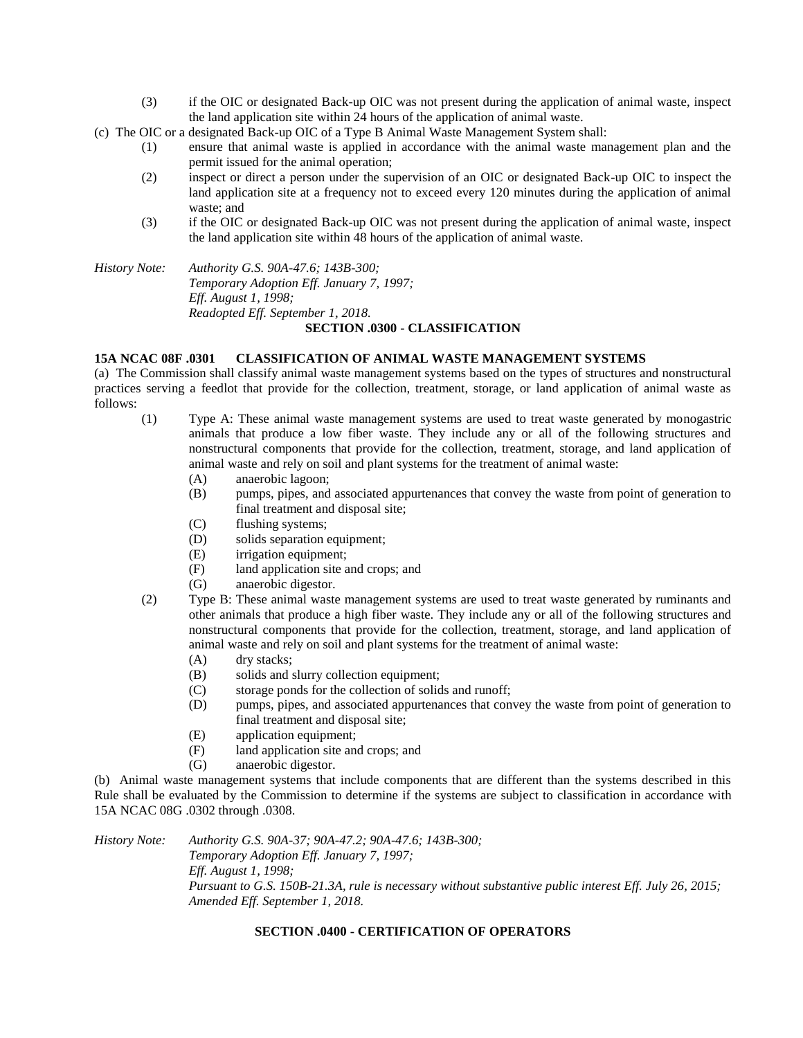(3) if the OIC or designated Back-up OIC was not present during the application of animal waste, inspect the land application site within 24 hours of the application of animal waste.

(c) The OIC or a designated Back-up OIC of a Type B Animal Waste Management System shall:

(1) ensure that animal waste is applied in accordance with the animal waste management plan and the permit issued for the animal operation;

(2) inspect or direct a person under the supervision of an OIC or designated Back-up OIC to inspect the land application site at a frequency not to exceed every 120 minutes during the application of animal waste; and

(3) if the OIC or designated Back-up OIC was not present during the application of animal waste, inspect the land application site within 48 hours of the application of animal waste.

*History Note: Authority G.S. 90A-47.6; 143B-300;*
*Temporary Adoption Eff. January 7, 1997;*
*Eff. August 1, 1998;*
*Readopted Eff. September 1, 2018.*

## SECTION .0300 - CLASSIFICATION

### 15A NCAC 08F .0301 CLASSIFICATION OF ANIMAL WASTE MANAGEMENT SYSTEMS

(a) The Commission shall classify animal waste management systems based on the types of structures and nonstructural practices serving a feedlot that provide for the collection, treatment, storage, or land application of animal waste as follows:

(1) Type A: These animal waste management systems are used to treat waste generated by monogastric animals that produce a low fiber waste. They include any or all of the following structures and nonstructural components that provide for the collection, treatment, storage, and land application of animal waste and rely on soil and plant systems for the treatment of animal waste:

(A) anaerobic lagoon;

(B) pumps, pipes, and associated appurtenances that convey the waste from point of generation to final treatment and disposal site;

(C) flushing systems;

(D) solids separation equipment;

(E) irrigation equipment;

(F) land application site and crops; and

(G) anaerobic digestor.

(2) Type B: These animal waste management systems are used to treat waste generated by ruminants and other animals that produce a high fiber waste. They include any or all of the following structures and nonstructural components that provide for the collection, treatment, storage, and land application of animal waste and rely on soil and plant systems for the treatment of animal waste:

(A) dry stacks;

(B) solids and slurry collection equipment;

(C) storage ponds for the collection of solids and runoff;

(D) pumps, pipes, and associated appurtenances that convey the waste from point of generation to final treatment and disposal site;

(E) application equipment;

(F) land application site and crops; and

(G) anaerobic digestor.

(b) Animal waste management systems that include components that are different than the systems described in this Rule shall be evaluated by the Commission to determine if the systems are subject to classification in accordance with 15A NCAC 08G .0302 through .0308.

*History Note: Authority G.S. 90A-37; 90A-47.2; 90A-47.6; 143B-300;*
*Temporary Adoption Eff. January 7, 1997;*
*Eff. August 1, 1998;*
*Pursuant to G.S. 150B-21.3A, rule is necessary without substantive public interest Eff. July 26, 2015;*
*Amended Eff. September 1, 2018.*

## SECTION .0400 - CERTIFICATION OF OPERATORS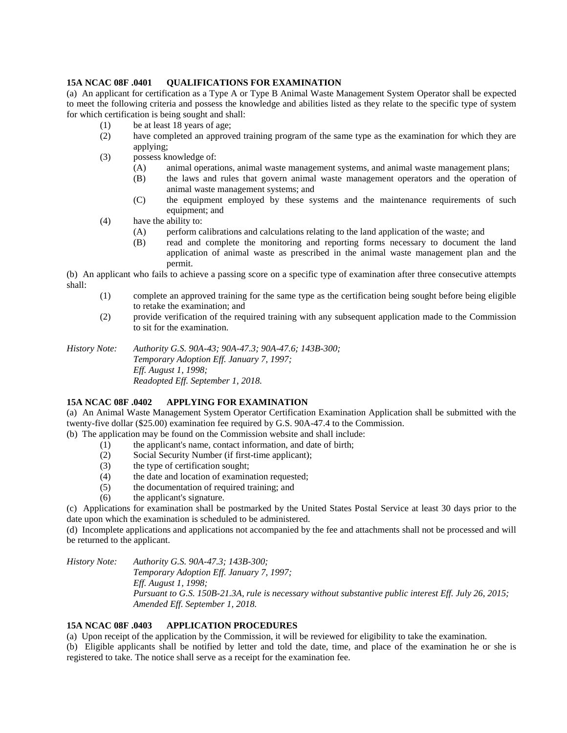**15A NCAC 08F .0401 QUALIFICATIONS FOR EXAMINATION**

(a) An applicant for certification as a Type A or Type B Animal Waste Management System Operator shall be expected to meet the following criteria and possess the knowledge and abilities listed as they relate to the specific type of system for which certification is being sought and shall:

- (1) be at least 18 years of age;
- (2) have completed an approved training program of the same type as the examination for which they are applying;
- (3) possess knowledge of:
  - (A) animal operations, animal waste management systems, and animal waste management plans;
  - (B) the laws and rules that govern animal waste management operators and the operation of animal waste management systems; and
  - (C) the equipment employed by these systems and the maintenance requirements of such equipment; and
- (4) have the ability to:
  - (A) perform calibrations and calculations relating to the land application of the waste; and
  - (B) read and complete the monitoring and reporting forms necessary to document the land application of animal waste as prescribed in the animal waste management plan and the permit.

(b) An applicant who fails to achieve a passing score on a specific type of examination after three consecutive attempts shall:

- (1) complete an approved training for the same type as the certification being sought before being eligible to retake the examination; and
- (2) provide verification of the required training with any subsequent application made to the Commission to sit for the examination.

*History Note: Authority G.S. 90A-43; 90A-47.3; 90A-47.6; 143B-300;*
*Temporary Adoption Eff. January 7, 1997;*
*Eff. August 1, 1998;*
*Readopted Eff. September 1, 2018.*

**15A NCAC 08F .0402 APPLYING FOR EXAMINATION**

(a) An Animal Waste Management System Operator Certification Examination Application shall be submitted with the twenty-five dollar ($25.00) examination fee required by G.S. 90A-47.4 to the Commission.

(b) The application may be found on the Commission website and shall include:

- (1) the applicant's name, contact information, and date of birth;
- (2) Social Security Number (if first-time applicant);
- (3) the type of certification sought;
- (4) the date and location of examination requested;
- (5) the documentation of required training; and
- (6) the applicant's signature.

(c) Applications for examination shall be postmarked by the United States Postal Service at least 30 days prior to the date upon which the examination is scheduled to be administered.

(d) Incomplete applications and applications not accompanied by the fee and attachments shall not be processed and will be returned to the applicant.

*History Note: Authority G.S. 90A-47.3; 143B-300;*
*Temporary Adoption Eff. January 7, 1997;*
*Eff. August 1, 1998;*
*Pursuant to G.S. 150B-21.3A, rule is necessary without substantive public interest Eff. July 26, 2015;*
*Amended Eff. September 1, 2018.*

**15A NCAC 08F .0403 APPLICATION PROCEDURES**

(a) Upon receipt of the application by the Commission, it will be reviewed for eligibility to take the examination.

(b) Eligible applicants shall be notified by letter and told the date, time, and place of the examination he or she is registered to take. The notice shall serve as a receipt for the examination fee.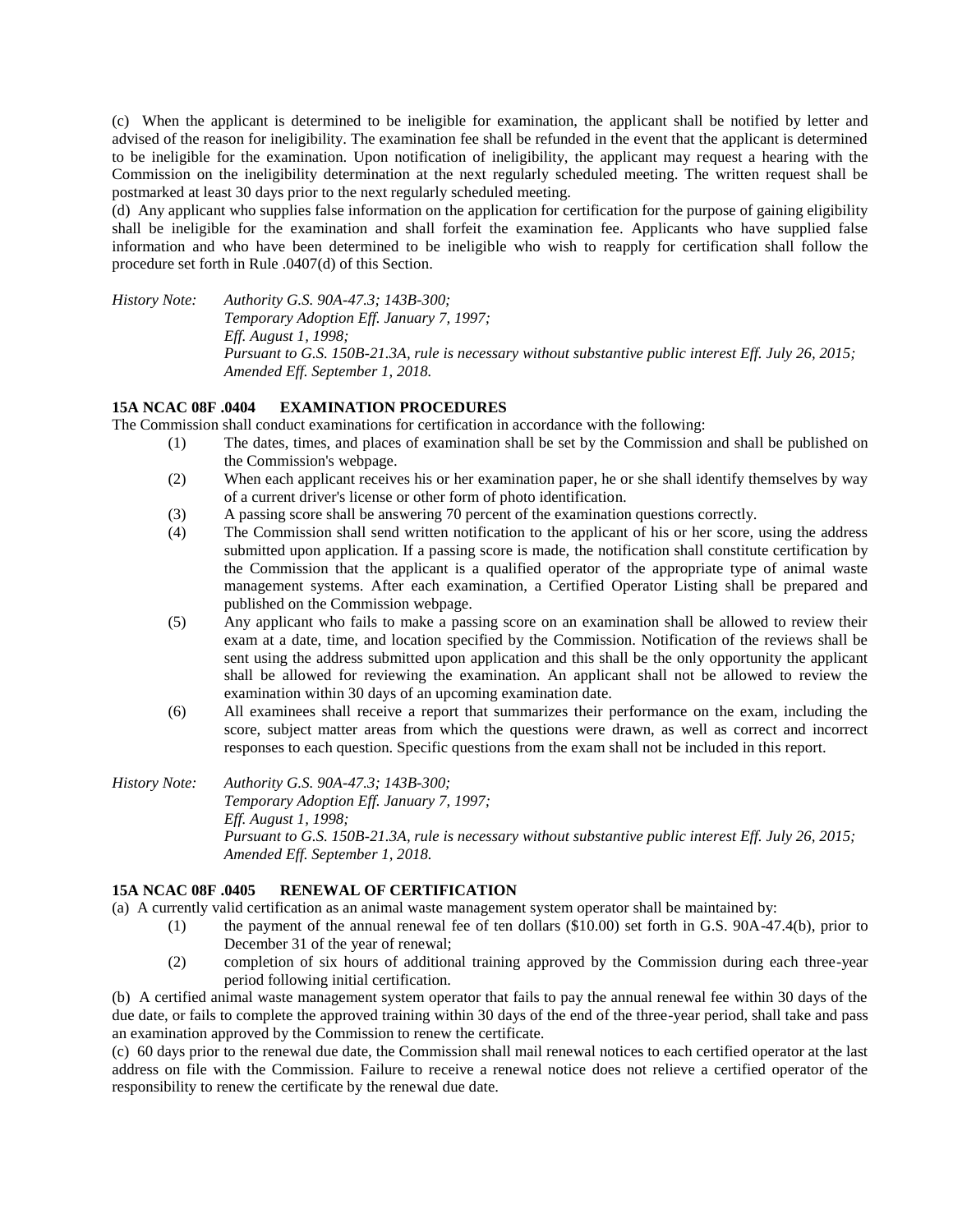(c) When the applicant is determined to be ineligible for examination, the applicant shall be notified by letter and advised of the reason for ineligibility. The examination fee shall be refunded in the event that the applicant is determined to be ineligible for the examination. Upon notification of ineligibility, the applicant may request a hearing with the Commission on the ineligibility determination at the next regularly scheduled meeting. The written request shall be postmarked at least 30 days prior to the next regularly scheduled meeting.

(d) Any applicant who supplies false information on the application for certification for the purpose of gaining eligibility shall be ineligible for the examination and shall forfeit the examination fee. Applicants who have supplied false information and who have been determined to be ineligible who wish to reapply for certification shall follow the procedure set forth in Rule .0407(d) of this Section.

*History Note: Authority G.S. 90A-47.3; 143B-300;*
*Temporary Adoption Eff. January 7, 1997;*
*Eff. August 1, 1998;*
*Pursuant to G.S. 150B-21.3A, rule is necessary without substantive public interest Eff. July 26, 2015;*
*Amended Eff. September 1, 2018.*

**15A NCAC 08F .0404 EXAMINATION PROCEDURES**

The Commission shall conduct examinations for certification in accordance with the following:

(1) The dates, times, and places of examination shall be set by the Commission and shall be published on the Commission's webpage.

(2) When each applicant receives his or her examination paper, he or she shall identify themselves by way of a current driver's license or other form of photo identification.

(3) A passing score shall be answering 70 percent of the examination questions correctly.

(4) The Commission shall send written notification to the applicant of his or her score, using the address submitted upon application. If a passing score is made, the notification shall constitute certification by the Commission that the applicant is a qualified operator of the appropriate type of animal waste management systems. After each examination, a Certified Operator Listing shall be prepared and published on the Commission webpage.

(5) Any applicant who fails to make a passing score on an examination shall be allowed to review their exam at a date, time, and location specified by the Commission. Notification of the reviews shall be sent using the address submitted upon application and this shall be the only opportunity the applicant shall be allowed for reviewing the examination. An applicant shall not be allowed to review the examination within 30 days of an upcoming examination date.

(6) All examinees shall receive a report that summarizes their performance on the exam, including the score, subject matter areas from which the questions were drawn, as well as correct and incorrect responses to each question. Specific questions from the exam shall not be included in this report.

*History Note: Authority G.S. 90A-47.3; 143B-300;*
*Temporary Adoption Eff. January 7, 1997;*
*Eff. August 1, 1998;*
*Pursuant to G.S. 150B-21.3A, rule is necessary without substantive public interest Eff. July 26, 2015;*
*Amended Eff. September 1, 2018.*

**15A NCAC 08F .0405 RENEWAL OF CERTIFICATION**

(a) A currently valid certification as an animal waste management system operator shall be maintained by:

(1) the payment of the annual renewal fee of ten dollars ($10.00) set forth in G.S. 90A-47.4(b), prior to December 31 of the year of renewal;

(2) completion of six hours of additional training approved by the Commission during each three-year period following initial certification.

(b) A certified animal waste management system operator that fails to pay the annual renewal fee within 30 days of the due date, or fails to complete the approved training within 30 days of the end of the three-year period, shall take and pass an examination approved by the Commission to renew the certificate.

(c) 60 days prior to the renewal due date, the Commission shall mail renewal notices to each certified operator at the last address on file with the Commission. Failure to receive a renewal notice does not relieve a certified operator of the responsibility to renew the certificate by the renewal due date.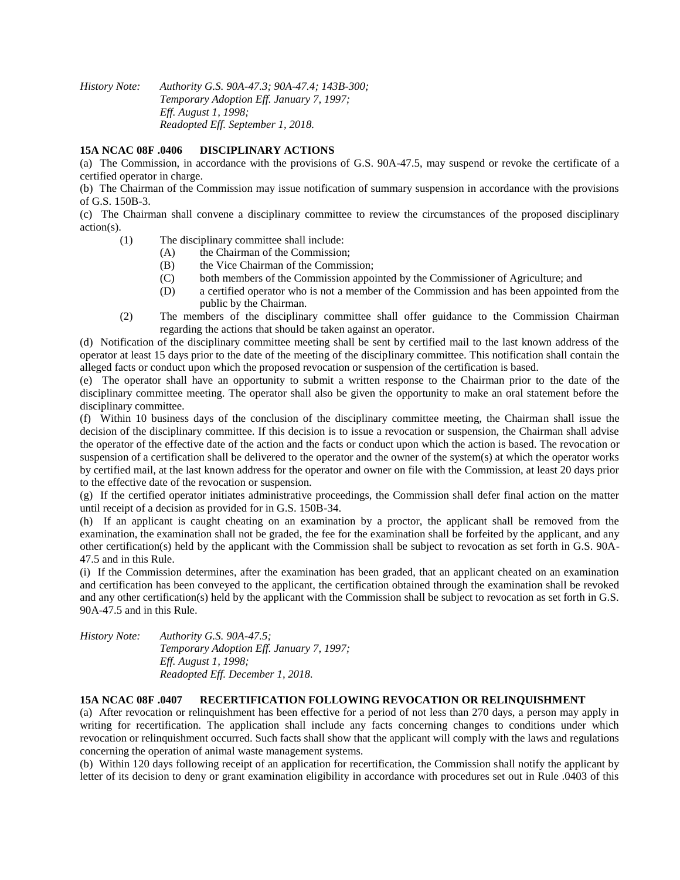*History Note: Authority G.S. 90A-47.3; 90A-47.4; 143B-300;*
*Temporary Adoption Eff. January 7, 1997;*
*Eff. August 1, 1998;*
*Readopted Eff. September 1, 2018.*

**15A NCAC 08F .0406 DISCIPLINARY ACTIONS**

(a) The Commission, in accordance with the provisions of G.S. 90A-47.5, may suspend or revoke the certificate of a certified operator in charge.

(b) The Chairman of the Commission may issue notification of summary suspension in accordance with the provisions of G.S. 150B-3.

(c) The Chairman shall convene a disciplinary committee to review the circumstances of the proposed disciplinary action(s).

- (1) The disciplinary committee shall include:
  - (A) the Chairman of the Commission;
  - (B) the Vice Chairman of the Commission;
  - (C) both members of the Commission appointed by the Commissioner of Agriculture; and
  - (D) a certified operator who is not a member of the Commission and has been appointed from the public by the Chairman.
- (2) The members of the disciplinary committee shall offer guidance to the Commission Chairman regarding the actions that should be taken against an operator.

(d) Notification of the disciplinary committee meeting shall be sent by certified mail to the last known address of the operator at least 15 days prior to the date of the meeting of the disciplinary committee. This notification shall contain the alleged facts or conduct upon which the proposed revocation or suspension of the certification is based.

(e) The operator shall have an opportunity to submit a written response to the Chairman prior to the date of the disciplinary committee meeting. The operator shall also be given the opportunity to make an oral statement before the disciplinary committee.

(f) Within 10 business days of the conclusion of the disciplinary committee meeting, the Chairman shall issue the decision of the disciplinary committee. If this decision is to issue a revocation or suspension, the Chairman shall advise the operator of the effective date of the action and the facts or conduct upon which the action is based. The revocation or suspension of a certification shall be delivered to the operator and the owner of the system(s) at which the operator works by certified mail, at the last known address for the operator and owner on file with the Commission, at least 20 days prior to the effective date of the revocation or suspension.

(g) If the certified operator initiates administrative proceedings, the Commission shall defer final action on the matter until receipt of a decision as provided for in G.S. 150B-34.

(h) If an applicant is caught cheating on an examination by a proctor, the applicant shall be removed from the examination, the examination shall not be graded, the fee for the examination shall be forfeited by the applicant, and any other certification(s) held by the applicant with the Commission shall be subject to revocation as set forth in G.S. 90A-47.5 and in this Rule.

(i) If the Commission determines, after the examination has been graded, that an applicant cheated on an examination and certification has been conveyed to the applicant, the certification obtained through the examination shall be revoked and any other certification(s) held by the applicant with the Commission shall be subject to revocation as set forth in G.S. 90A-47.5 and in this Rule.

*History Note: Authority G.S. 90A-47.5;*
*Temporary Adoption Eff. January 7, 1997;*
*Eff. August 1, 1998;*
*Readopted Eff. December 1, 2018.*

**15A NCAC 08F .0407 RECERTIFICATION FOLLOWING REVOCATION OR RELINQUISHMENT**

(a) After revocation or relinquishment has been effective for a period of not less than 270 days, a person may apply in writing for recertification. The application shall include any facts concerning changes to conditions under which revocation or relinquishment occurred. Such facts shall show that the applicant will comply with the laws and regulations concerning the operation of animal waste management systems.

(b) Within 120 days following receipt of an application for recertification, the Commission shall notify the applicant by letter of its decision to deny or grant examination eligibility in accordance with procedures set out in Rule .0403 of this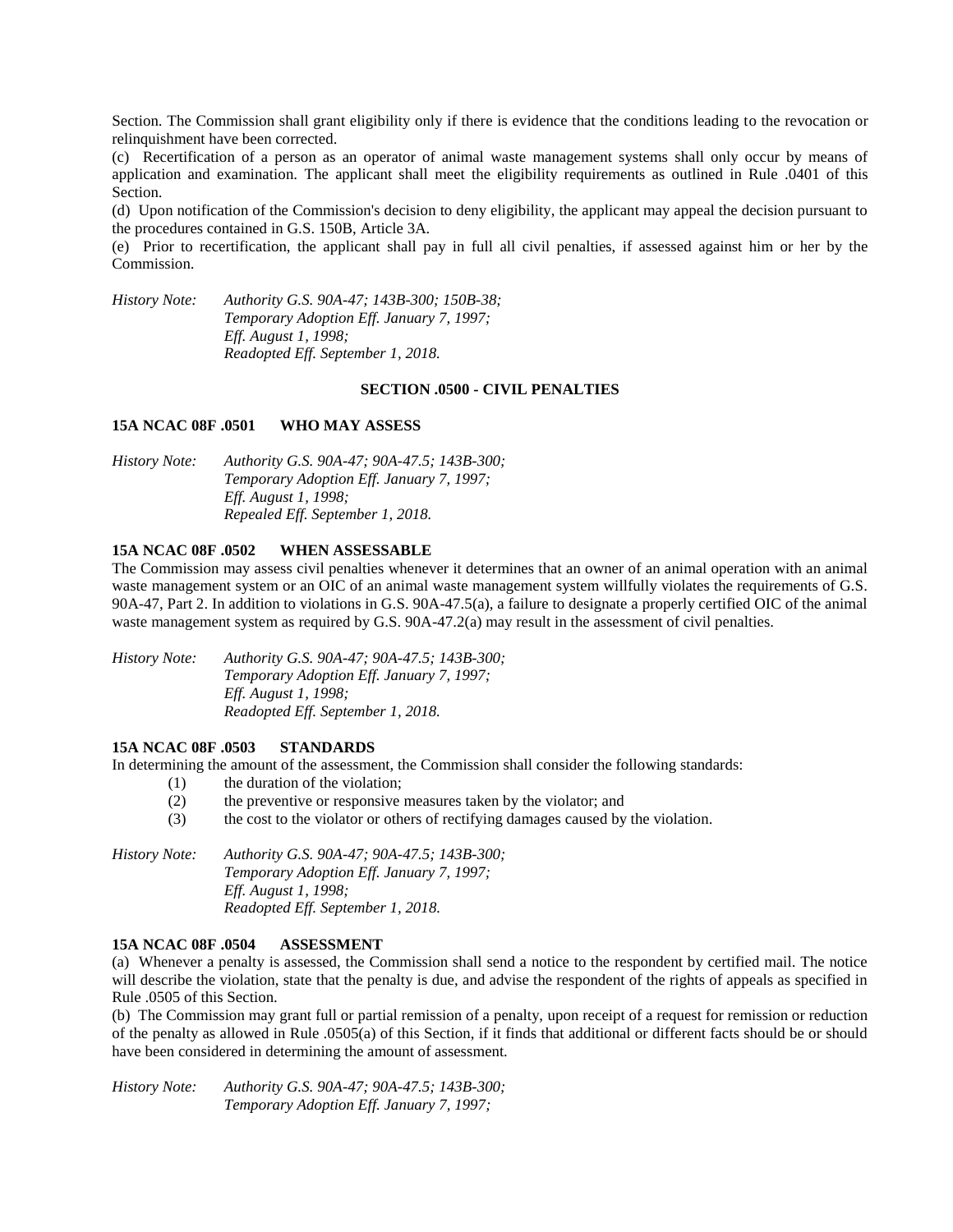Section. The Commission shall grant eligibility only if there is evidence that the conditions leading to the revocation or relinquishment have been corrected.

(c) Recertification of a person as an operator of animal waste management systems shall only occur by means of application and examination. The applicant shall meet the eligibility requirements as outlined in Rule .0401 of this Section.

(d) Upon notification of the Commission's decision to deny eligibility, the applicant may appeal the decision pursuant to the procedures contained in G.S. 150B, Article 3A.

(e) Prior to recertification, the applicant shall pay in full all civil penalties, if assessed against him or her by the Commission.

*History Note: Authority G.S. 90A-47; 143B-300; 150B-38;*
*Temporary Adoption Eff. January 7, 1997;*
*Eff. August 1, 1998;*
*Readopted Eff. September 1, 2018.*

## SECTION .0500 - CIVIL PENALTIES

### 15A NCAC 08F .0501 WHO MAY ASSESS

*History Note: Authority G.S. 90A-47; 90A-47.5; 143B-300;*
*Temporary Adoption Eff. January 7, 1997;*
*Eff. August 1, 1998;*
*Repealed Eff. September 1, 2018.*

### 15A NCAC 08F .0502 WHEN ASSESSABLE

The Commission may assess civil penalties whenever it determines that an owner of an animal operation with an animal waste management system or an OIC of an animal waste management system willfully violates the requirements of G.S. 90A-47, Part 2. In addition to violations in G.S. 90A-47.5(a), a failure to designate a properly certified OIC of the animal waste management system as required by G.S. 90A-47.2(a) may result in the assessment of civil penalties.

*History Note: Authority G.S. 90A-47; 90A-47.5; 143B-300;*
*Temporary Adoption Eff. January 7, 1997;*
*Eff. August 1, 1998;*
*Readopted Eff. September 1, 2018.*

### 15A NCAC 08F .0503 STANDARDS

In determining the amount of the assessment, the Commission shall consider the following standards:

(1) the duration of the violation;
(2) the preventive or responsive measures taken by the violator; and
(3) the cost to the violator or others of rectifying damages caused by the violation.

*History Note: Authority G.S. 90A-47; 90A-47.5; 143B-300;*
*Temporary Adoption Eff. January 7, 1997;*
*Eff. August 1, 1998;*
*Readopted Eff. September 1, 2018.*

### 15A NCAC 08F .0504 ASSESSMENT

(a) Whenever a penalty is assessed, the Commission shall send a notice to the respondent by certified mail. The notice will describe the violation, state that the penalty is due, and advise the respondent of the rights of appeals as specified in Rule .0505 of this Section.

(b) The Commission may grant full or partial remission of a penalty, upon receipt of a request for remission or reduction of the penalty as allowed in Rule .0505(a) of this Section, if it finds that additional or different facts should be or should have been considered in determining the amount of assessment.

*History Note: Authority G.S. 90A-47; 90A-47.5; 143B-300;*
*Temporary Adoption Eff. January 7, 1997;*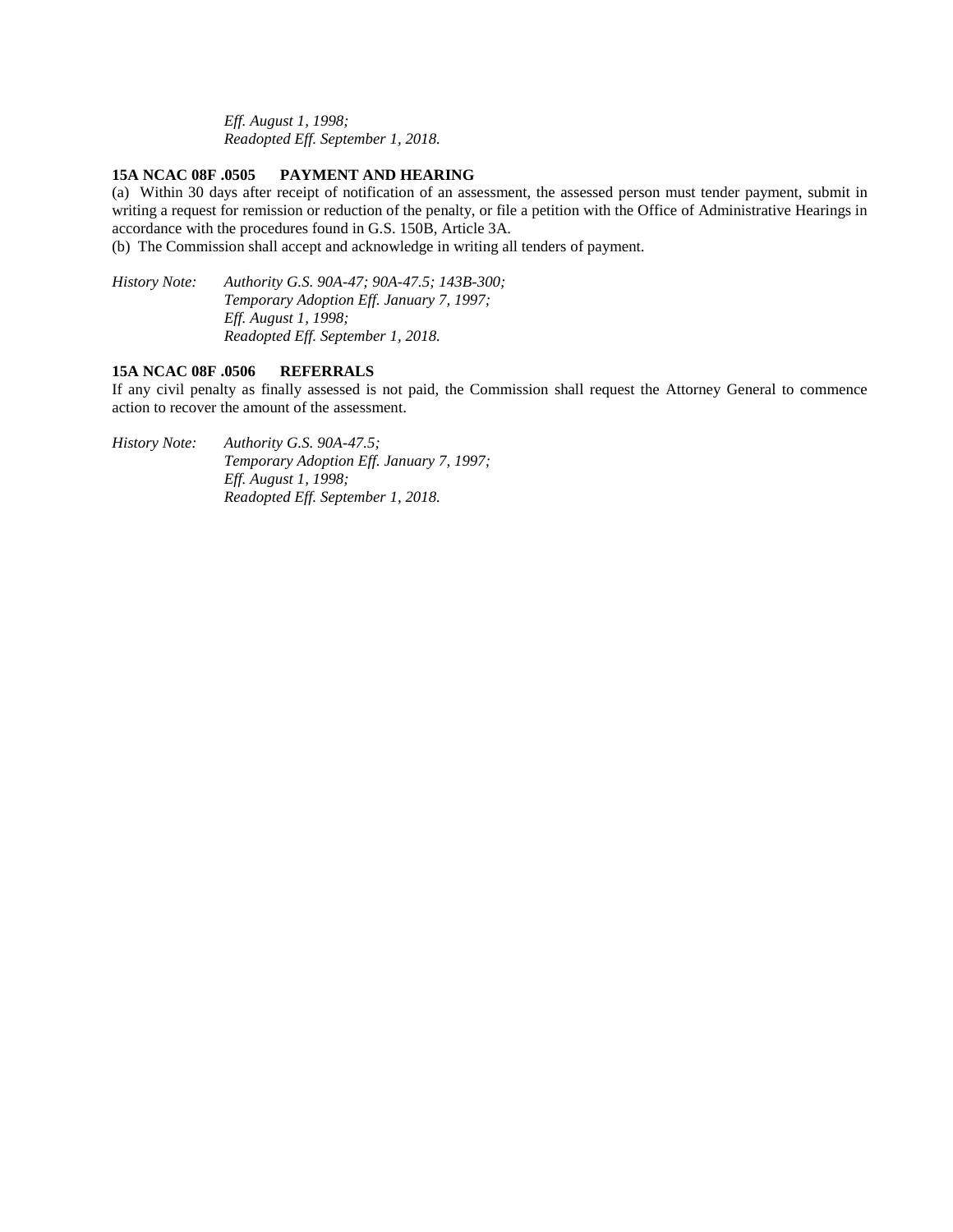*Eff. August 1, 1998;*
*Readopted Eff. September 1, 2018.*

**15A NCAC 08F .0505 PAYMENT AND HEARING**

(a) Within 30 days after receipt of notification of an assessment, the assessed person must tender payment, submit in writing a request for remission or reduction of the penalty, or file a petition with the Office of Administrative Hearings in accordance with the procedures found in G.S. 150B, Article 3A.

(b) The Commission shall accept and acknowledge in writing all tenders of payment.

*History Note: Authority G.S. 90A-47; 90A-47.5; 143B-300;*
*Temporary Adoption Eff. January 7, 1997;*
*Eff. August 1, 1998;*
*Readopted Eff. September 1, 2018.*

**15A NCAC 08F .0506 REFERRALS**

If any civil penalty as finally assessed is not paid, the Commission shall request the Attorney General to commence action to recover the amount of the assessment.

*History Note: Authority G.S. 90A-47.5;*
*Temporary Adoption Eff. January 7, 1997;*
*Eff. August 1, 1998;*
*Readopted Eff. September 1, 2018.*